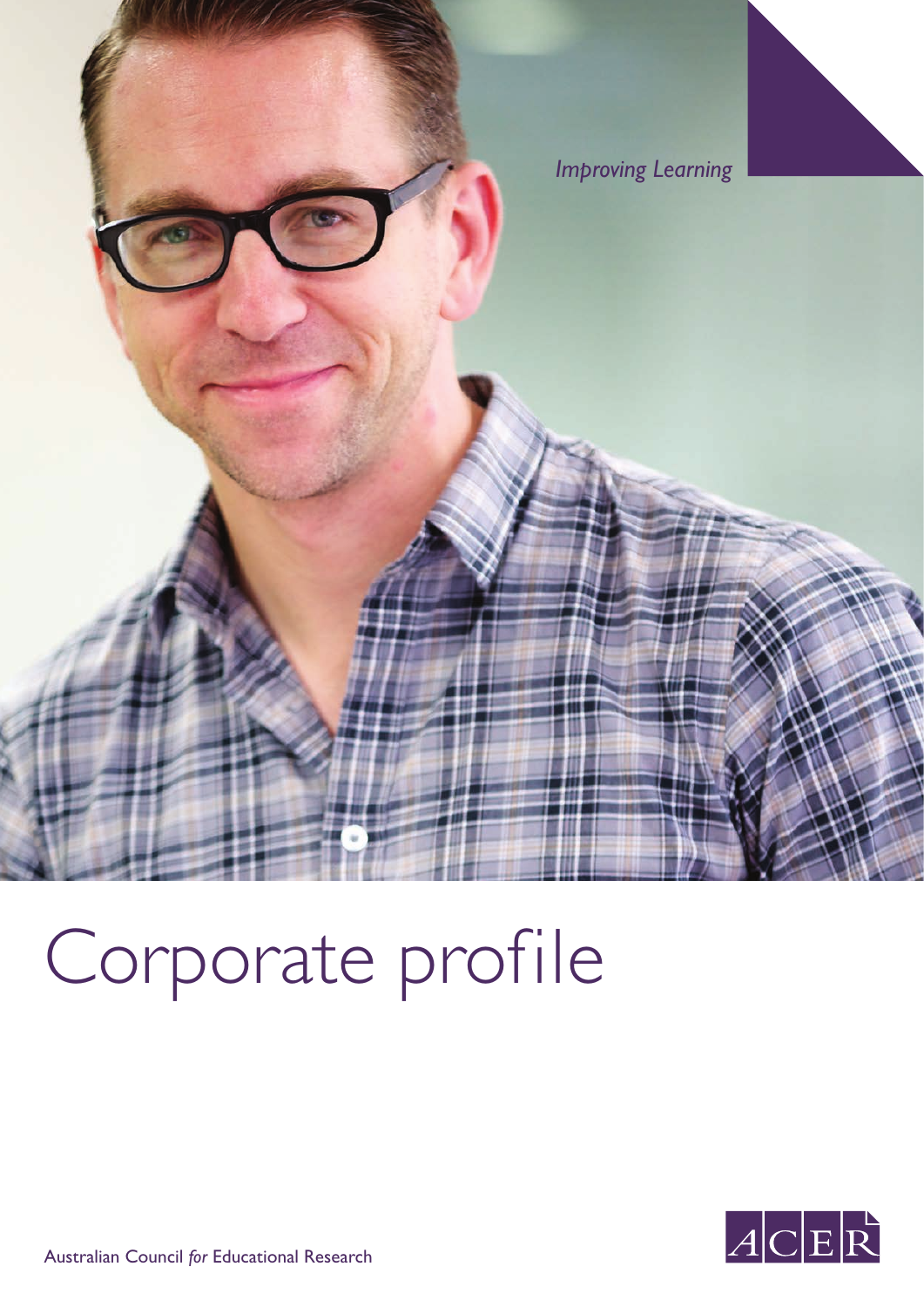*Improving Learning*

# Corporate profile

ACER

Australian Council *for* Educational Research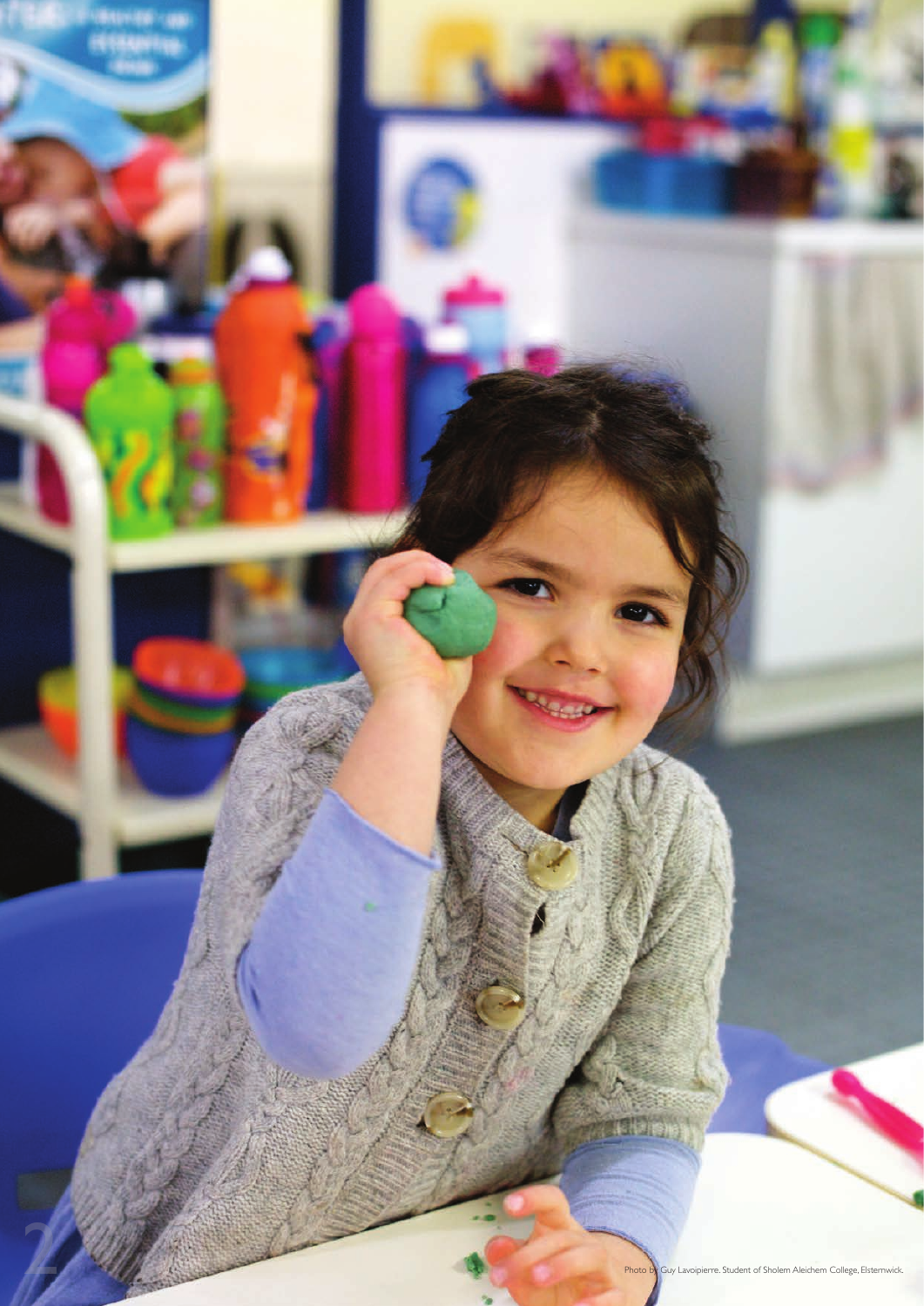Photo by Guy Lavoipierre. Student of Sholem Aleichem College, Elsternwick.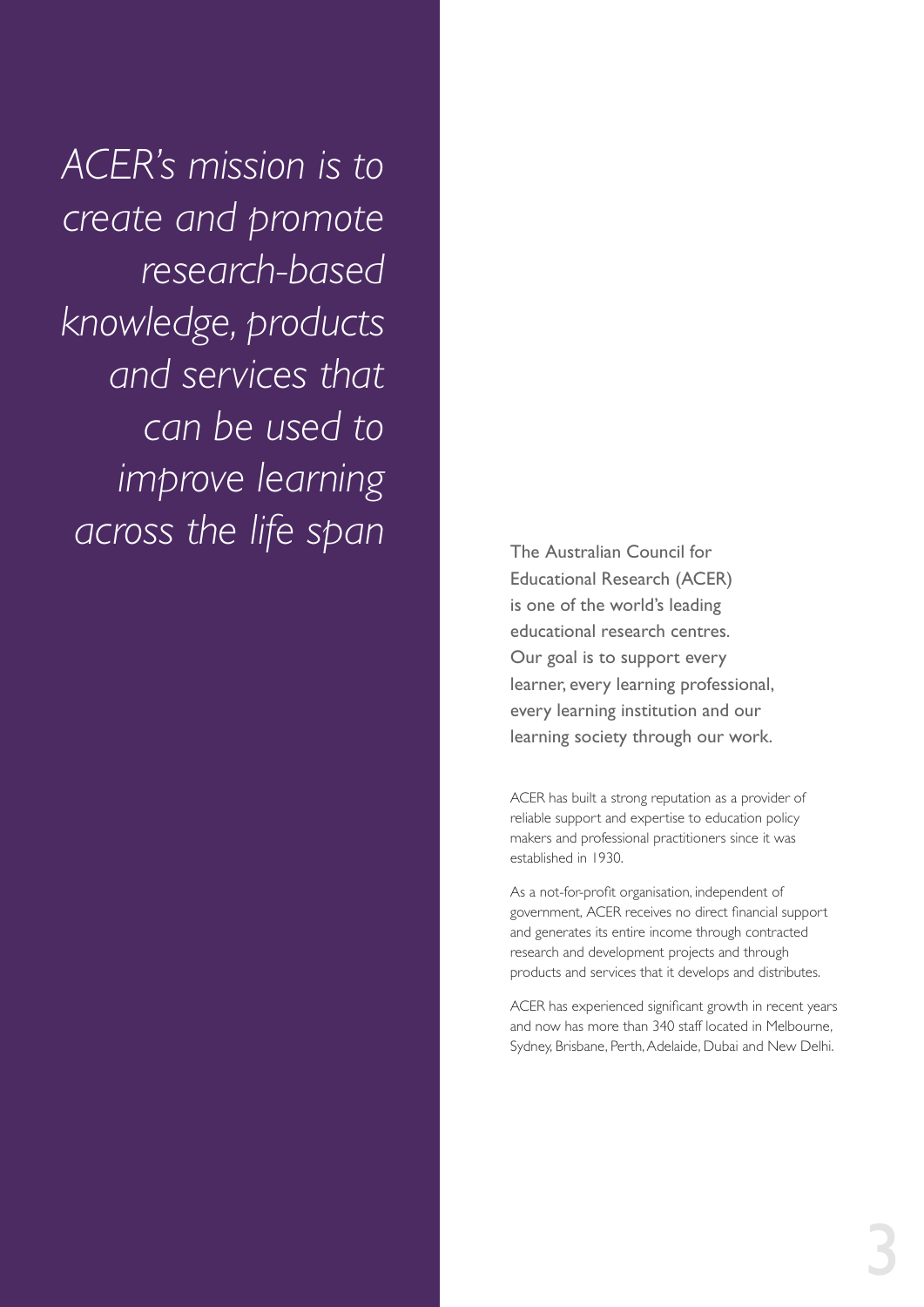*ACER's mission is to create and promote research-based knowledge, products and services that can be used to improve learning across the life span*

The Australian Council for Educational Research (ACER) is one of the world's leading educational research centres. Our goal is to support every learner, every learning professional, every learning institution and our learning society through our work.

ACER has built a strong reputation as a provider of reliable support and expertise to education policy makers and professional practitioners since it was established in 1930.

As a not-for-profit organisation, independent of government, ACER receives no direct financial support and generates its entire income through contracted research and development projects and through products and services that it develops and distributes.

ACER has experienced significant growth in recent years and now has more than 340 staff located in Melbourne, Sydney, Brisbane, Perth, Adelaide, Dubai and New Delhi.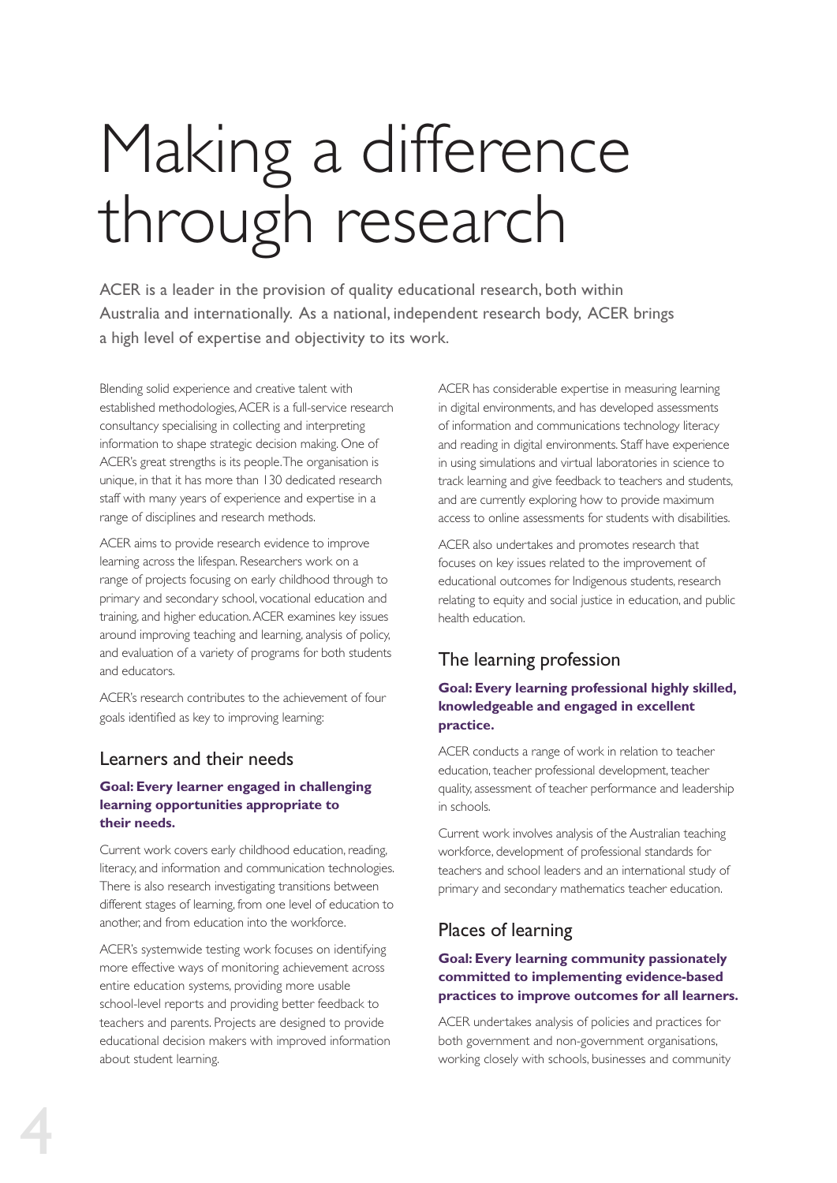# Making a difference through research

ACER is a leader in the provision of quality educational research, both within Australia and internationally. As a national, independent research body, ACER brings a high level of expertise and objectivity to its work.

Blending solid experience and creative talent with established methodologies, ACER is a full-service research consultancy specialising in collecting and interpreting information to shape strategic decision making. One of ACER's great strengths is its people. The organisation is unique, in that it has more than 130 dedicated research staff with many years of experience and expertise in a range of disciplines and research methods.

ACER aims to provide research evidence to improve learning across the lifespan. Researchers work on a range of projects focusing on early childhood through to primary and secondary school, vocational education and training, and higher education. ACER examines key issues around improving teaching and learning, analysis of policy, and evaluation of a variety of programs for both students and educators.

ACER's research contributes to the achievement of four goals identified as key to improving learning:

## Learners and their needs

**Goal: Every learner engaged in challenging learning opportunities appropriate to their needs.**

Current work covers early childhood education, reading, literacy, and information and communication technologies. There is also research investigating transitions between different stages of learning, from one level of education to another, and from education into the workforce.

ACER's systemwide testing work focuses on identifying more effective ways of monitoring achievement across entire education systems, providing more usable school-level reports and providing better feedback to teachers and parents. Projects are designed to provide educational decision makers with improved information about student learning.

ACER has considerable expertise in measuring learning in digital environments, and has developed assessments of information and communications technology literacy and reading in digital environments. Staff have experience in using simulations and virtual laboratories in science to track learning and give feedback to teachers and students, and are currently exploring how to provide maximum access to online assessments for students with disabilities.

ACER also undertakes and promotes research that focuses on key issues related to the improvement of educational outcomes for Indigenous students, research relating to equity and social justice in education, and public health education.

## The learning profession

**Goal: Every learning professional highly skilled, knowledgeable and engaged in excellent practice.**

ACER conducts a range of work in relation to teacher education, teacher professional development, teacher quality, assessment of teacher performance and leadership in schools.

Current work involves analysis of the Australian teaching workforce, development of professional standards for teachers and school leaders and an international study of primary and secondary mathematics teacher education.

## Places of learning

**Goal: Every learning community passionately committed to implementing evidence-based practices to improve outcomes for all learners.**

ACER undertakes analysis of policies and practices for both government and non-government organisations, working closely with schools, businesses and community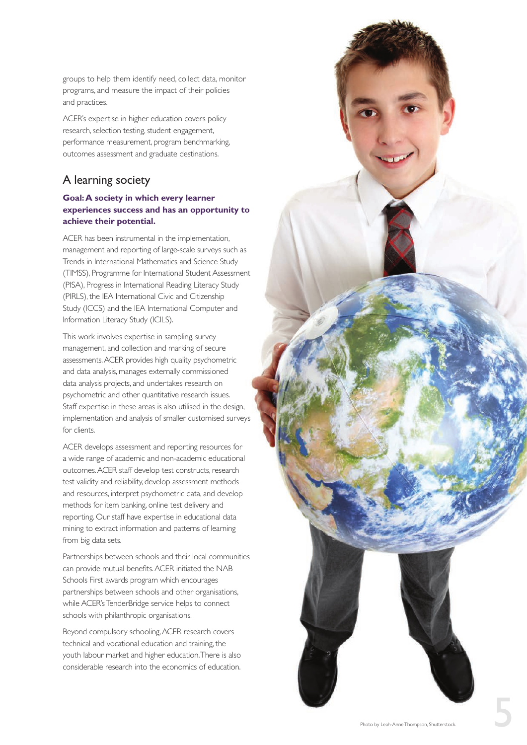groups to help them identify need, collect data, monitor programs, and measure the impact of their policies and practices.

ACER's expertise in higher education covers policy research, selection testing, student engagement, performance measurement, program benchmarking, outcomes assessment and graduate destinations.

## A learning society

**Goal: A society in which every learner experiences success and has an opportunity to achieve their potential.**

ACER has been instrumental in the implementation, management and reporting of large-scale surveys such as Trends in International Mathematics and Science Study (TIMSS), Programme for International Student Assessment (PISA), Progress in International Reading Literacy Study (PIRLS), the IEA International Civic and Citizenship Study (ICCS) and the IEA International Computer and Information Literacy Study (ICILS).

This work involves expertise in sampling, survey management, and collection and marking of secure assessments. ACER provides high quality psychometric and data analysis, manages externally commissioned data analysis projects, and undertakes research on psychometric and other quantitative research issues. Staff expertise in these areas is also utilised in the design, implementation and analysis of smaller customised surveys for clients.

ACER develops assessment and reporting resources for a wide range of academic and non-academic educational outcomes. ACER staff develop test constructs, research test validity and reliability, develop assessment methods and resources, interpret psychometric data, and develop methods for item banking, online test delivery and reporting. Our staff have expertise in educational data mining to extract information and patterns of learning from big data sets.

Partnerships between schools and their local communities can provide mutual benefits. ACER initiated the NAB Schools First awards program which encourages partnerships between schools and other organisations, while ACER's TenderBridge service helps to connect schools with philanthropic organisations.

Beyond compulsory schooling, ACER research covers technical and vocational education and training, the youth labour market and higher education. There is also considerable research into the economics of education.

Photo by Leah-Anne Thompson, Shutterstock.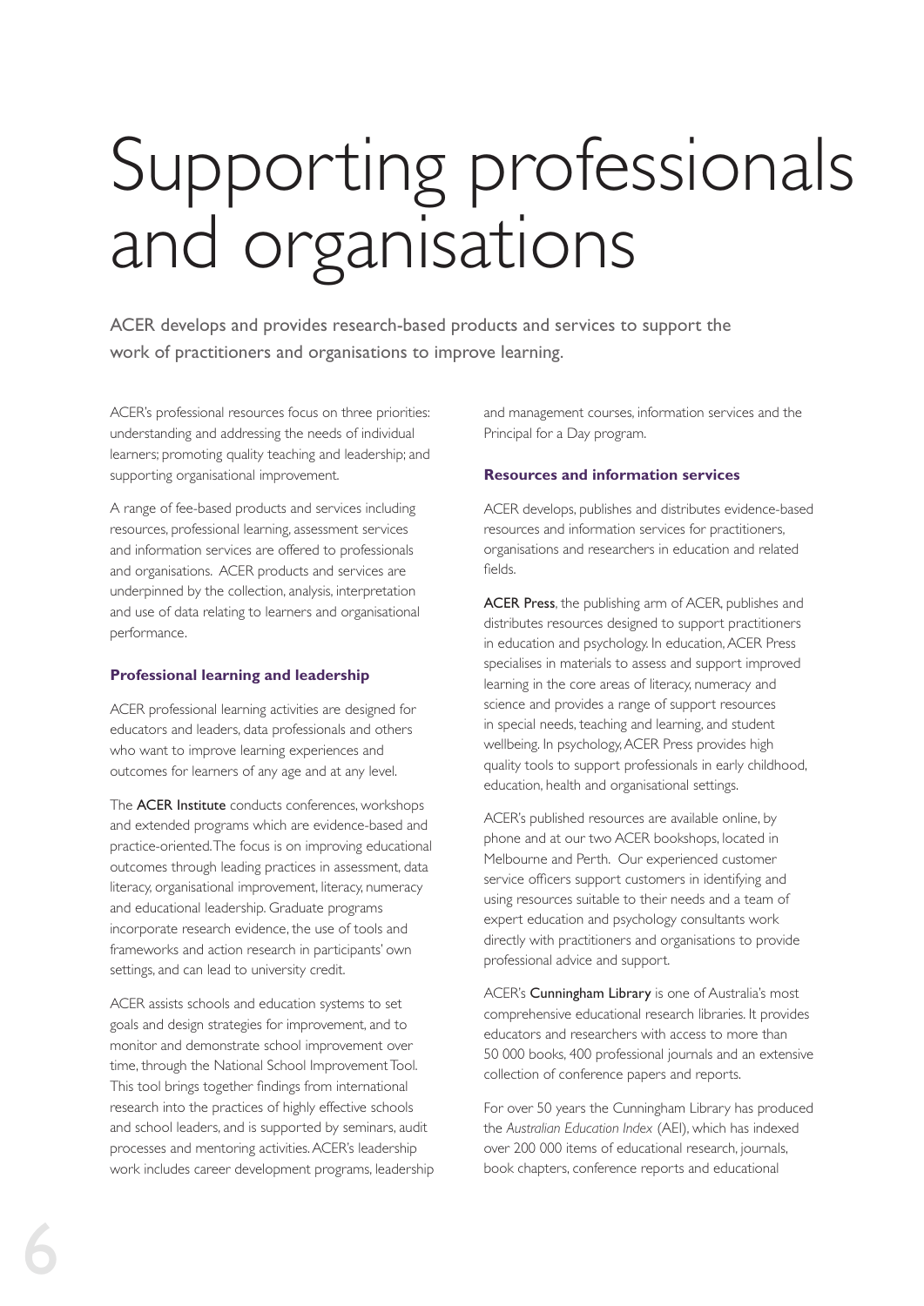# Supporting professionals and organisations

ACER develops and provides research-based products and services to support the work of practitioners and organisations to improve learning.

ACER's professional resources focus on three priorities: understanding and addressing the needs of individual learners; promoting quality teaching and leadership; and supporting organisational improvement.

A range of fee-based products and services including resources, professional learning, assessment services and information services are offered to professionals and organisations. ACER products and services are underpinned by the collection, analysis, interpretation and use of data relating to learners and organisational performance.

### Professional learning and leadership

ACER professional learning activities are designed for educators and leaders, data professionals and others who want to improve learning experiences and outcomes for learners of any age and at any level.

The ACER Institute conducts conferences, workshops and extended programs which are evidence-based and practice-oriented. The focus is on improving educational outcomes through leading practices in assessment, data literacy, organisational improvement, literacy, numeracy and educational leadership. Graduate programs incorporate research evidence, the use of tools and frameworks and action research in participants' own settings, and can lead to university credit.

ACER assists schools and education systems to set goals and design strategies for improvement, and to monitor and demonstrate school improvement over time, through the National School Improvement Tool. This tool brings together findings from international research into the practices of highly effective schools and school leaders, and is supported by seminars, audit processes and mentoring activities. ACER's leadership work includes career development programs, leadership and management courses, information services and the Principal for a Day program.

### Resources and information services

ACER develops, publishes and distributes evidence-based resources and information services for practitioners, organisations and researchers in education and related fields.

ACER Press, the publishing arm of ACER, publishes and distributes resources designed to support practitioners in education and psychology. In education, ACER Press specialises in materials to assess and support improved learning in the core areas of literacy, numeracy and science and provides a range of support resources in special needs, teaching and learning, and student wellbeing. In psychology, ACER Press provides high quality tools to support professionals in early childhood, education, health and organisational settings.

ACER's published resources are available online, by phone and at our two ACER bookshops, located in Melbourne and Perth. Our experienced customer service officers support customers in identifying and using resources suitable to their needs and a team of expert education and psychology consultants work directly with practitioners and organisations to provide professional advice and support.

ACER's Cunningham Library is one of Australia's most comprehensive educational research libraries. It provides educators and researchers with access to more than 50 000 books, 400 professional journals and an extensive collection of conference papers and reports.

For over 50 years the Cunningham Library has produced the *Australian Education Index* (AEI), which has indexed over 200 000 items of educational research, journals, book chapters, conference reports and educational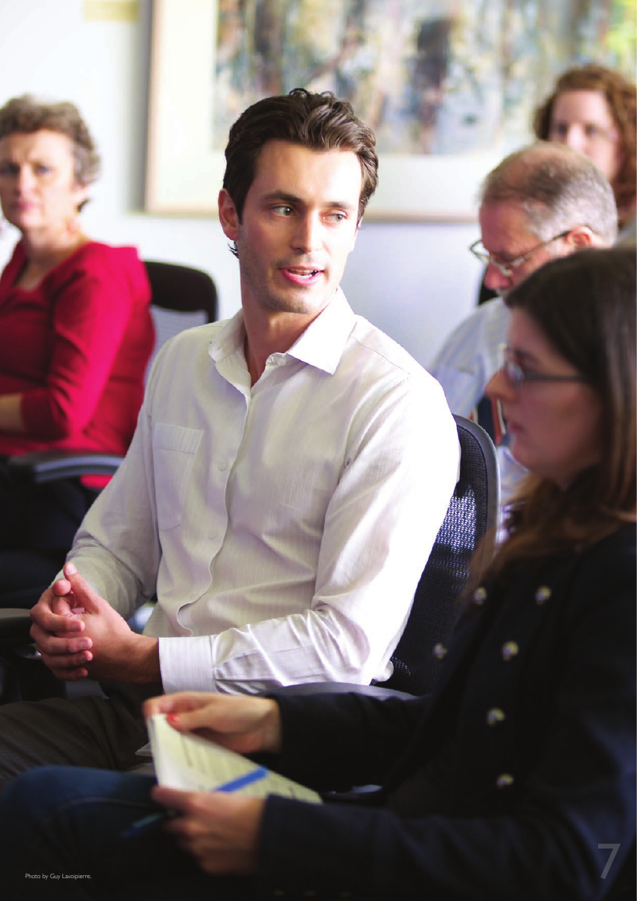Photo by Guy Lavoipierre.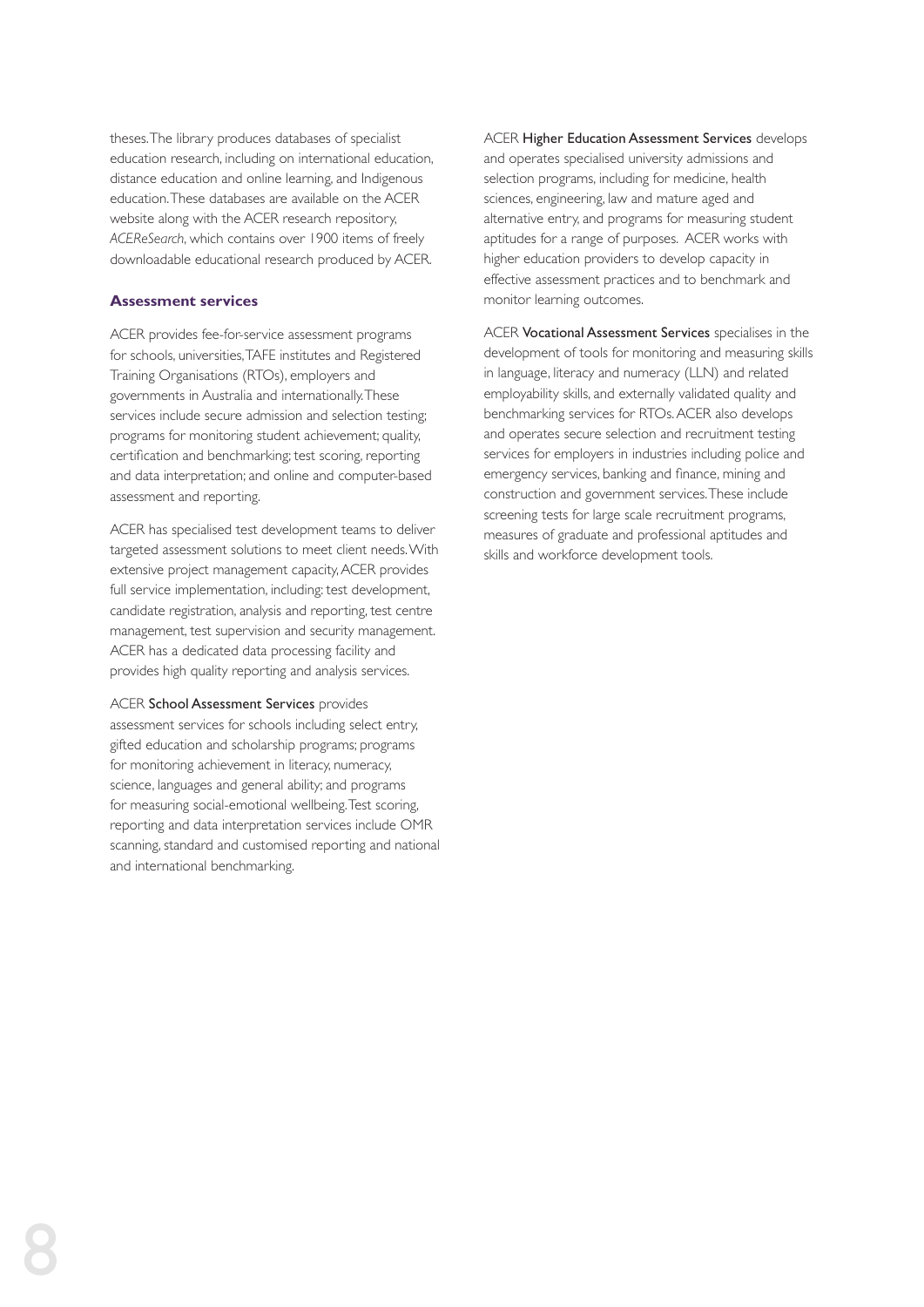theses. The library produces databases of specialist education research, including on international education, distance education and online learning, and Indigenous education. These databases are available on the ACER website along with the ACER research repository, *ACEReSearch*, which contains over 1900 items of freely downloadable educational research produced by ACER.

## Assessment services

ACER provides fee-for-service assessment programs for schools, universities, TAFE institutes and Registered Training Organisations (RTOs), employers and governments in Australia and internationally. These services include secure admission and selection testing; programs for monitoring student achievement; quality, certification and benchmarking; test scoring, reporting and data interpretation; and online and computer-based assessment and reporting.

ACER has specialised test development teams to deliver targeted assessment solutions to meet client needs. With extensive project management capacity, ACER provides full service implementation, including: test development, candidate registration, analysis and reporting, test centre management, test supervision and security management. ACER has a dedicated data processing facility and provides high quality reporting and analysis services.

ACER **School Assessment Services** provides assessment services for schools including select entry, gifted education and scholarship programs; programs for monitoring achievement in literacy, numeracy, science, languages and general ability; and programs for measuring social-emotional wellbeing. Test scoring, reporting and data interpretation services include OMR scanning, standard and customised reporting and national and international benchmarking.

ACER **Higher Education Assessment Services** develops and operates specialised university admissions and selection programs, including for medicine, health sciences, engineering, law and mature aged and alternative entry, and programs for measuring student aptitudes for a range of purposes. ACER works with higher education providers to develop capacity in effective assessment practices and to benchmark and monitor learning outcomes.

ACER **Vocational Assessment Services** specialises in the development of tools for monitoring and measuring skills in language, literacy and numeracy (LLN) and related employability skills, and externally validated quality and benchmarking services for RTOs. ACER also develops and operates secure selection and recruitment testing services for employers in industries including police and emergency services, banking and finance, mining and construction and government services. These include screening tests for large scale recruitment programs, measures of graduate and professional aptitudes and skills and workforce development tools.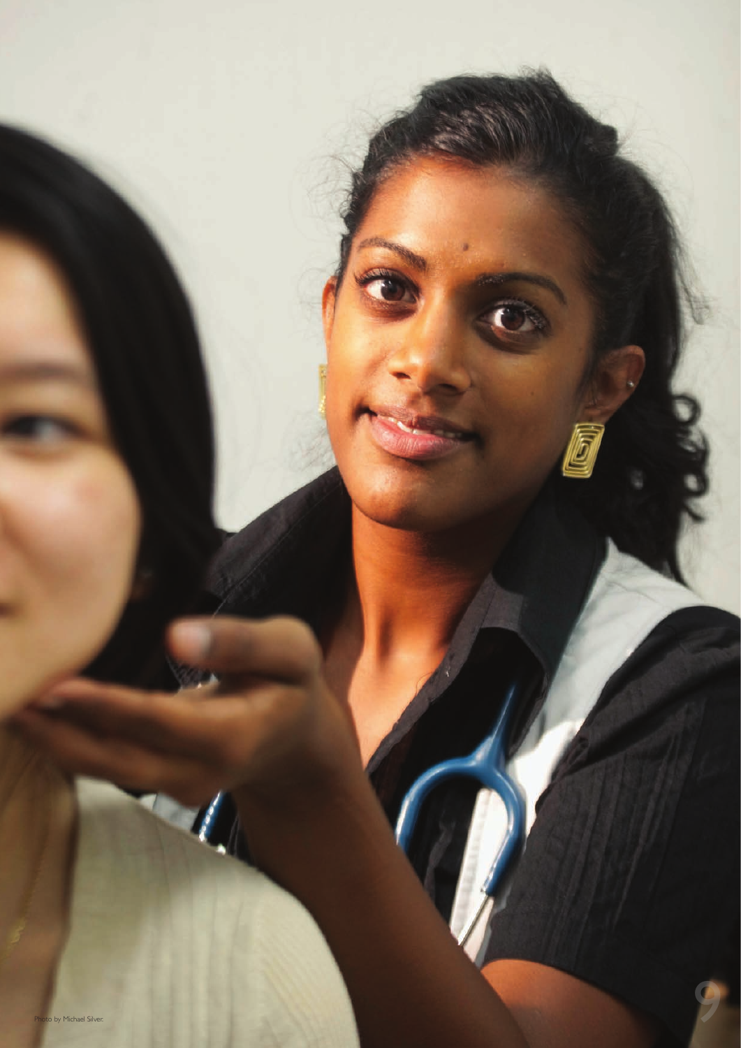Photo by Michael Silver.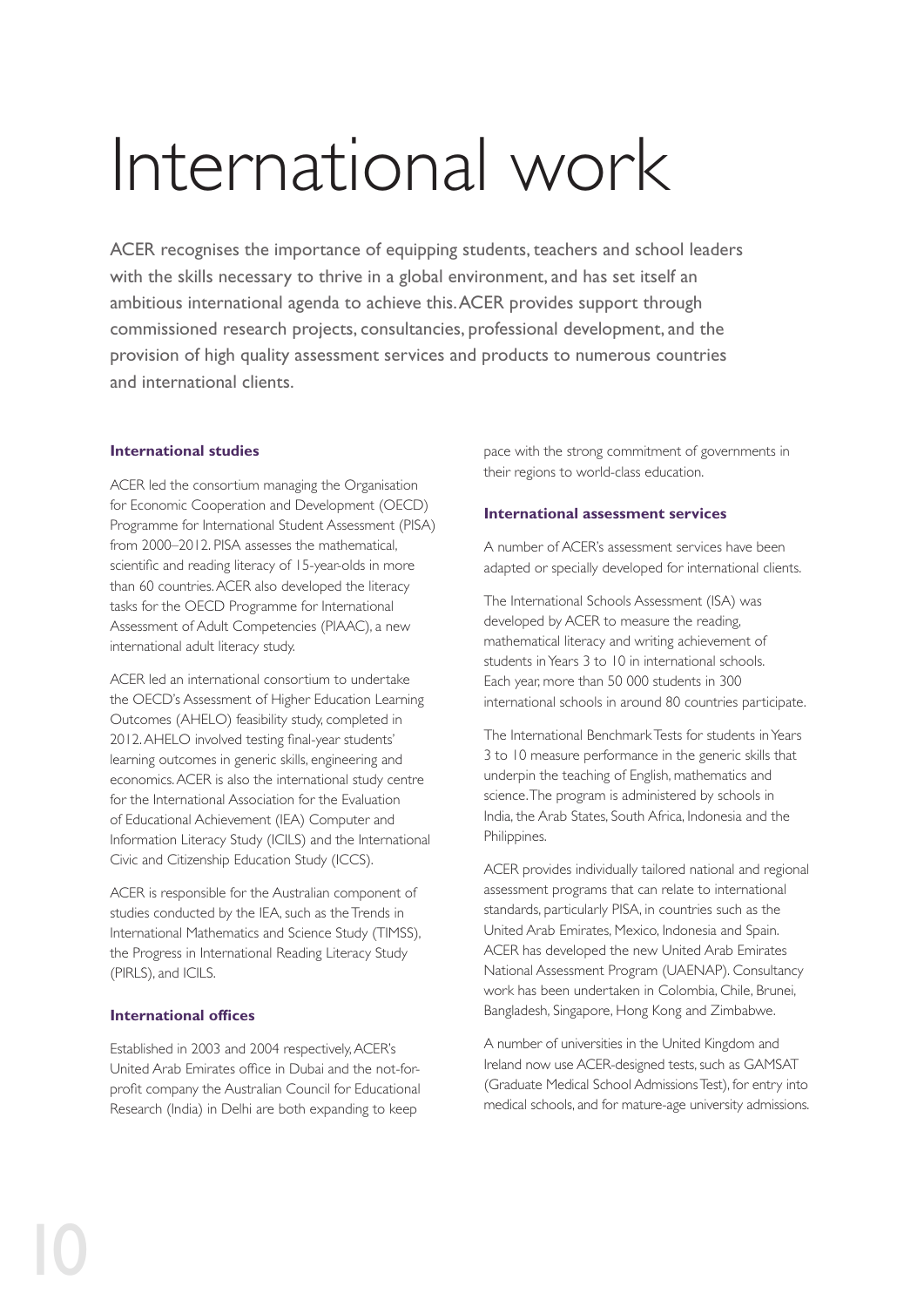# International work

ACER recognises the importance of equipping students, teachers and school leaders with the skills necessary to thrive in a global environment, and has set itself an ambitious international agenda to achieve this. ACER provides support through commissioned research projects, consultancies, professional development, and the provision of high quality assessment services and products to numerous countries and international clients.

### International studies

ACER led the consortium managing the Organisation for Economic Cooperation and Development (OECD) Programme for International Student Assessment (PISA) from 2000–2012. PISA assesses the mathematical, scientific and reading literacy of 15-year-olds in more than 60 countries. ACER also developed the literacy tasks for the OECD Programme for International Assessment of Adult Competencies (PIAAC), a new international adult literacy study.

ACER led an international consortium to undertake the OECD's Assessment of Higher Education Learning Outcomes (AHELO) feasibility study, completed in 2012. AHELO involved testing final-year students' learning outcomes in generic skills, engineering and economics. ACER is also the international study centre for the International Association for the Evaluation of Educational Achievement (IEA) Computer and Information Literacy Study (ICILS) and the International Civic and Citizenship Education Study (ICCS).

ACER is responsible for the Australian component of studies conducted by the IEA, such as the Trends in International Mathematics and Science Study (TIMSS), the Progress in International Reading Literacy Study (PIRLS), and ICILS.

### International offices

Established in 2003 and 2004 respectively, ACER's United Arab Emirates office in Dubai and the not-for-profit company the Australian Council for Educational Research (India) in Delhi are both expanding to keep pace with the strong commitment of governments in their regions to world-class education.

### International assessment services

A number of ACER's assessment services have been adapted or specially developed for international clients.

The International Schools Assessment (ISA) was developed by ACER to measure the reading, mathematical literacy and writing achievement of students in Years 3 to 10 in international schools. Each year, more than 50 000 students in 300 international schools in around 80 countries participate.

The International Benchmark Tests for students in Years 3 to 10 measure performance in the generic skills that underpin the teaching of English, mathematics and science. The program is administered by schools in India, the Arab States, South Africa, Indonesia and the Philippines.

ACER provides individually tailored national and regional assessment programs that can relate to international standards, particularly PISA, in countries such as the United Arab Emirates, Mexico, Indonesia and Spain. ACER has developed the new United Arab Emirates National Assessment Program (UAENAP). Consultancy work has been undertaken in Colombia, Chile, Brunei, Bangladesh, Singapore, Hong Kong and Zimbabwe.

A number of universities in the United Kingdom and Ireland now use ACER-designed tests, such as GAMSAT (Graduate Medical School Admissions Test), for entry into medical schools, and for mature-age university admissions.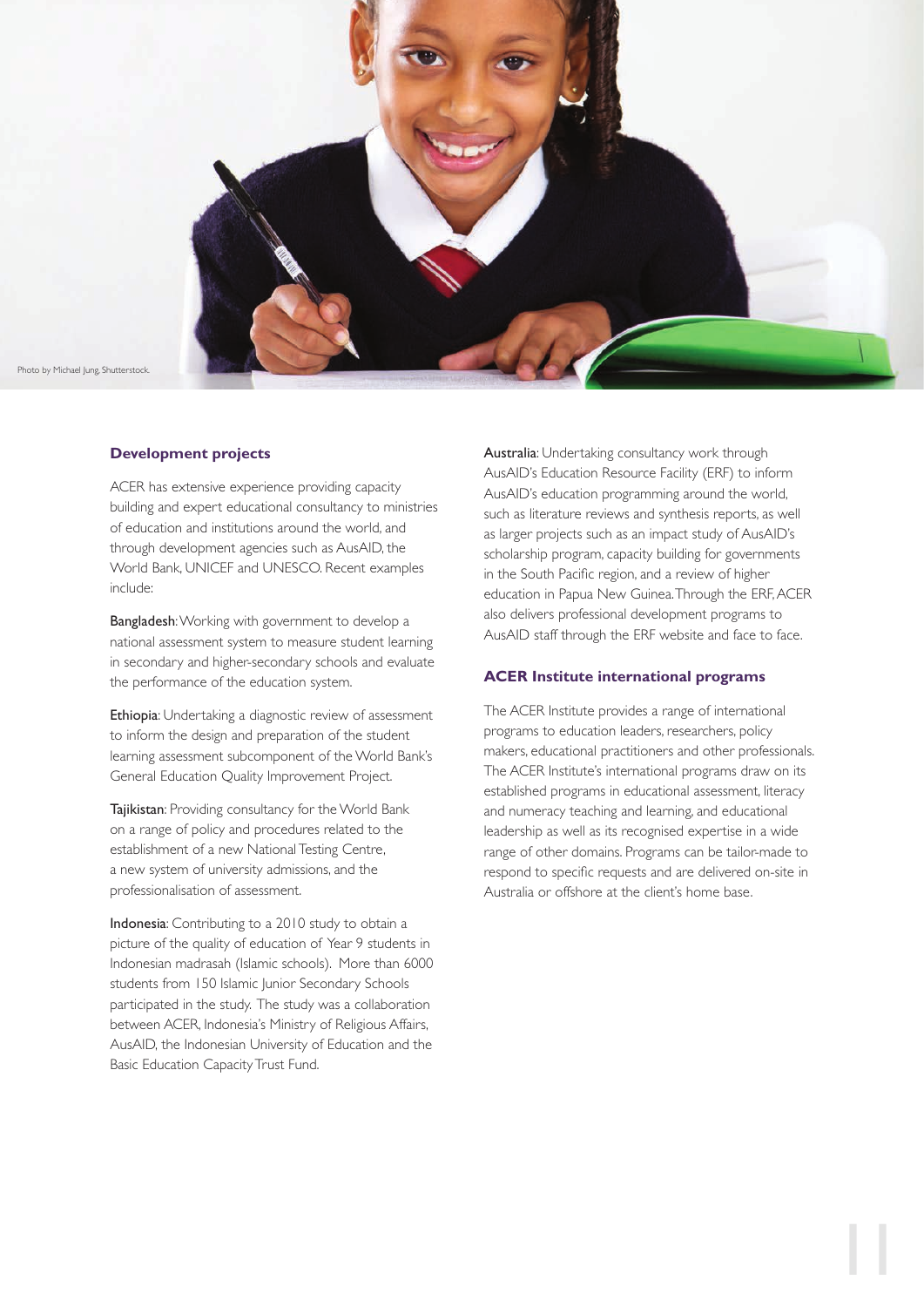Photo by Michael Jung, Shutterstock.

## Development projects

ACER has extensive experience providing capacity building and expert educational consultancy to ministries of education and institutions around the world, and through development agencies such as AusAID, the World Bank, UNICEF and UNESCO. Recent examples include:

Bangladesh: Working with government to develop a national assessment system to measure student learning in secondary and higher-secondary schools and evaluate the performance of the education system.

Ethiopia: Undertaking a diagnostic review of assessment to inform the design and preparation of the student learning assessment subcomponent of the World Bank's General Education Quality Improvement Project.

Tajikistan: Providing consultancy for the World Bank on a range of policy and procedures related to the establishment of a new National Testing Centre, a new system of university admissions, and the professionalisation of assessment.

Indonesia: Contributing to a 2010 study to obtain a picture of the quality of education of Year 9 students in Indonesian madrasah (Islamic schools). More than 6000 students from 150 Islamic Junior Secondary Schools participated in the study. The study was a collaboration between ACER, Indonesia's Ministry of Religious Affairs, AusAID, the Indonesian University of Education and the Basic Education Capacity Trust Fund.

Australia: Undertaking consultancy work through AusAID's Education Resource Facility (ERF) to inform AusAID's education programming around the world, such as literature reviews and synthesis reports, as well as larger projects such as an impact study of AusAID's scholarship program, capacity building for governments in the South Pacific region, and a review of higher education in Papua New Guinea. Through the ERF, ACER also delivers professional development programs to AusAID staff through the ERF website and face to face.

## ACER Institute international programs

The ACER Institute provides a range of international programs to education leaders, researchers, policy makers, educational practitioners and other professionals. The ACER Institute's international programs draw on its established programs in educational assessment, literacy and numeracy teaching and learning, and educational leadership as well as its recognised expertise in a wide range of other domains. Programs can be tailor-made to respond to specific requests and are delivered on-site in Australia or offshore at the client's home base.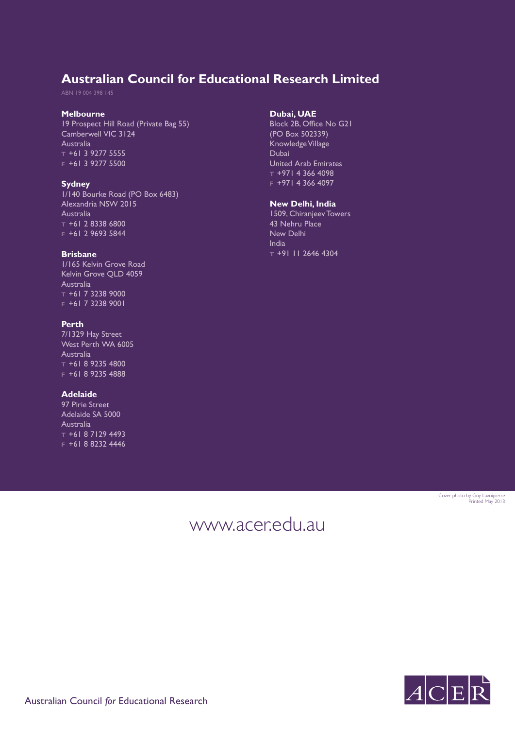## Australian Council for Educational Research Limited

ABN 19 004 398 145

**Melbourne**
19 Prospect Hill Road (Private Bag 55)
Camberwell VIC 3124
Australia
T +61 3 9277 5555
F +61 3 9277 5500

**Sydney**
1/140 Bourke Road (PO Box 6483)
Alexandria NSW 2015
Australia
T +61 2 8338 6800
F +61 2 9693 5844

**Brisbane**
1/165 Kelvin Grove Road
Kelvin Grove QLD 4059
Australia
T +61 7 3238 9000
F +61 7 3238 9001

**Perth**
7/1329 Hay Street
West Perth WA 6005
Australia
T +61 8 9235 4800
F +61 8 9235 4888

**Adelaide**
97 Pirie Street
Adelaide SA 5000
Australia
T +61 8 7129 4493
F +61 8 8232 4446

**Dubai, UAE**
Block 2B, Office No G21
(PO Box 502339)
Knowledge Village
Dubai
United Arab Emirates
T +971 4 366 4098
F +971 4 366 4097

**New Delhi, India**
1509, Chiranjeev Towers
43 Nehru Place
New Delhi
India
T +91 11 2646 4304

Cover photo by Guy Lavoipierre
Printed May 2013

www.acer.edu.au

Australian Council *for* Educational Research

ACER